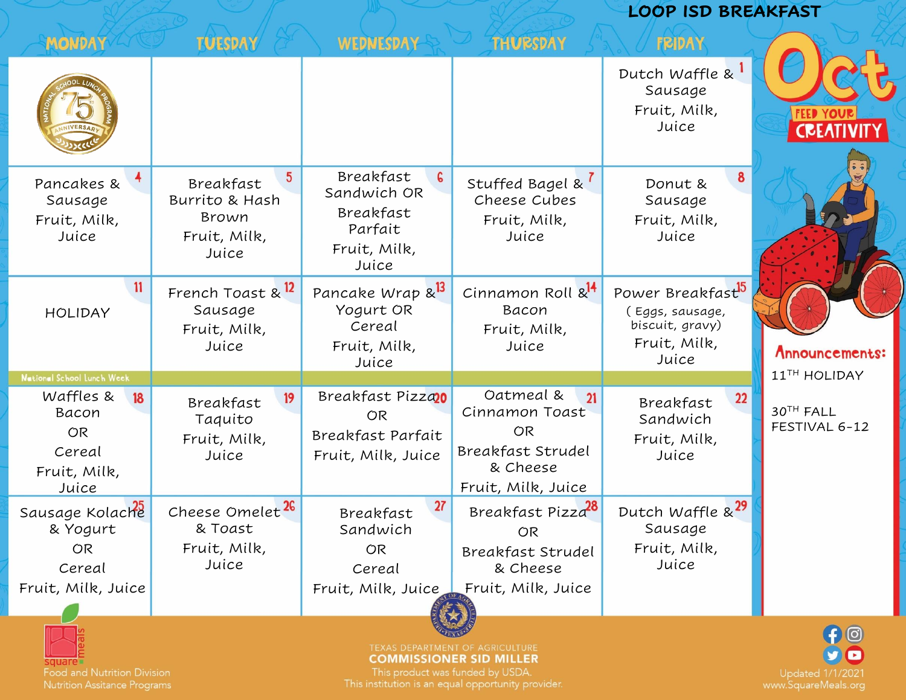# LOOP ISD BREAKFAST

## Oct

FEED YOUR CREATIVITY

| MONDAY | TUESDAY | WEDNESDAY | THURSDAY | FRIDAY |
|---|---|---|---|---|
| | | | | 1 Dutch Waffle & Sausage Fruit, Milk, Juice |
| 4 Pancakes & Sausage Fruit, Milk, Juice | 5 Breakfast Burrito & Hash Brown Fruit, Milk, Juice | 6 Breakfast Sandwich OR Breakfast Parfait Fruit, Milk, Juice | 7 Stuffed Bagel & Cheese Cubes Fruit, Milk, Juice | 8 Donut & Sausage Fruit, Milk, Juice |
| 11 HOLIDAY | 12 French Toast & Sausage Fruit, Milk, Juice | 13 Pancake Wrap & Yogurt OR Cereal Fruit, Milk, Juice | 14 Cinnamon Roll & Bacon Fruit, Milk, Juice | 15 Power Breakfast (Eggs, sausage, biscuit, gravy) Fruit, Milk, Juice |
| National School Lunch Week | | | | |
| 18 Waffles & Bacon OR Cereal Fruit, Milk, Juice | 19 Breakfast Taquito Fruit, Milk, Juice | 20 Breakfast Pizza OR Breakfast Parfait Fruit, Milk, Juice | 21 Oatmeal & Cinnamon Toast OR Breakfast Strudel & Cheese Fruit, Milk, Juice | 22 Breakfast Sandwich Fruit, Milk, Juice |
| 25 Sausage Kolache & Yogurt OR Cereal Fruit, Milk, Juice | 26 Cheese Omelet & Toast Fruit, Milk, Juice | 27 Breakfast Sandwich OR Cereal Fruit, Milk, Juice | 28 Breakfast Pizza OR Breakfast Strudel & Cheese Fruit, Milk, Juice | 29 Dutch Waffle & Sausage Fruit, Milk, Juice |

**Announcements:**

11TH HOLIDAY

30TH FALL FESTIVAL 6-12

square meals
Food and Nutrition Division
Nutrition Assitance Programs

TEXAS DEPARTMENT OF AGRICULTURE
COMMISSIONER SID MILLER
This product was funded by USDA.
This institution is an equal opportunity provider.

Updated 1/1/2021
www.SquareMeals.org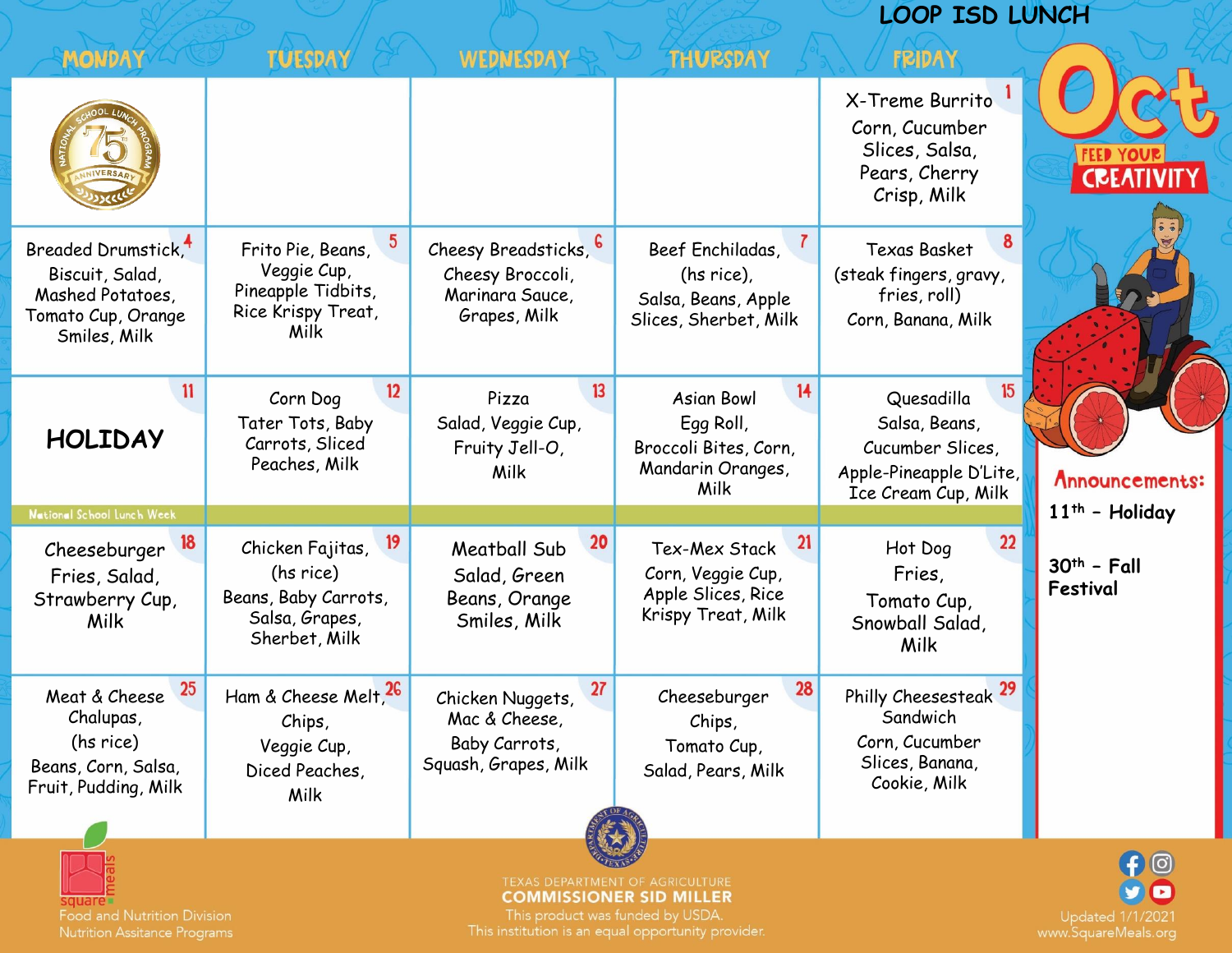# LOOP ISD LUNCH

## Oct

FEED YOUR CREATIVITY

| MONDAY | TUESDAY | WEDNESDAY | THURSDAY | FRIDAY |
|---|---|---|---|---|
| NATIONAL SCHOOL LUNCH PROGRAM 75 ANNIVERSARY | | | | 1 X-Treme Burrito Corn, Cucumber Slices, Salsa, Pears, Cherry Crisp, Milk |
| 4 Breaded Drumstick, Biscuit, Salad, Mashed Potatoes, Tomato Cup, Orange Smiles, Milk | 5 Frito Pie, Beans, Veggie Cup, Pineapple Tidbits, Rice Krispy Treat, Milk | 6 Cheesy Breadsticks, Cheesy Broccoli, Marinara Sauce, Grapes, Milk | 7 Beef Enchiladas, (hs rice), Salsa, Beans, Apple Slices, Sherbet, Milk | 8 Texas Basket (steak fingers, gravy, fries, roll) Corn, Banana, Milk |
| 11 HOLIDAY | 12 Corn Dog Tater Tots, Baby Carrots, Sliced Peaches, Milk | 13 Pizza Salad, Veggie Cup, Fruity Jell-O, Milk | 14 Asian Bowl Egg Roll, Broccoli Bites, Corn, Mandarin Oranges, Milk | 15 Quesadilla Salsa, Beans, Cucumber Slices, Apple-Pineapple D'Lite, Ice Cream Cup, Milk |
| National School Lunch Week | | | | |
| 18 Cheeseburger Fries, Salad, Strawberry Cup, Milk | 19 Chicken Fajitas, (hs rice) Beans, Baby Carrots, Salsa, Grapes, Sherbet, Milk | 20 Meatball Sub Salad, Green Beans, Orange Smiles, Milk | 21 Tex-Mex Stack Corn, Veggie Cup, Apple Slices, Rice Krispy Treat, Milk | 22 Hot Dog Fries, Tomato Cup, Snowball Salad, Milk |
| 25 Meat & Cheese Chalupas, (hs rice) Beans, Corn, Salsa, Fruit, Pudding, Milk | 26 Ham & Cheese Melt, Chips, Veggie Cup, Diced Peaches, Milk | 27 Chicken Nuggets, Mac & Cheese, Baby Carrots, Squash, Grapes, Milk | 28 Cheeseburger Chips, Tomato Cup, Salad, Pears, Milk | 29 Philly Cheesesteak Sandwich Corn, Cucumber Slices, Banana, Cookie, Milk |

**Announcements:**

11th – Holiday

30th – Fall Festival

square meals
Food and Nutrition Division
Nutrition Assitance Programs

TEXAS DEPARTMENT OF AGRICULTURE
COMMISSIONER SID MILLER
This product was funded by USDA.
This institution is an equal opportunity provider.

Updated 1/1/2021
www.SquareMeals.org